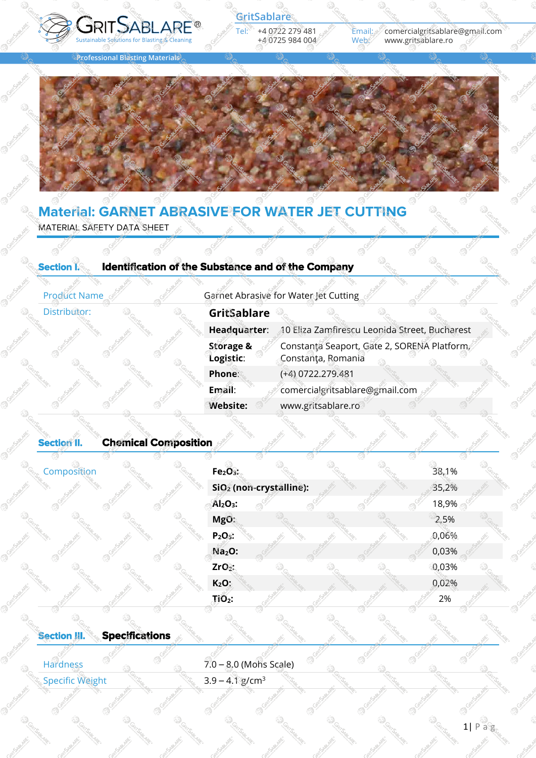# Material: GARNET ABRASIVE FOR WATER JET CUTTING

MATERIAL SAFETY DATA SHEET

## Section I. Identification of the Substance and of the Company

| | | |
|---|---|---|
| Product Name | Garnet Abrasive for Water Jet Cutting | |
| Distributor: | **GritSablare** | |
| | **Headquarter:** | 10 Eliza Zamfirescu Leonida Street, Bucharest |
| | **Storage & Logistic:** | Constanța Seaport, Gate 2, SORENA Platform, Constanța, Romania |
| | **Phone:** | (+4) 0722.279.481 |
| | **Email:** | comercialgritsablare@gmail.com |
| | **Website:** | www.gritsablare.ro |

## Section II. Chemical Composition

| | | |
|---|---|---|
| Composition | **$Fe_2O_3$:** | 38,1% |
| | **$SiO_2$ (non-crystalline):** | 35,2% |
| | **$Al_2O_3$:** | 18,9% |
| | **MgO:** | 2,5% |
| | **$P_2O_5$:** | 0,06% |
| | **$Na_2O$:** | 0,03% |
| | **$ZrO_2$:** | 0,03% |
| | **$K_2O$:** | 0,02% |
| | **$TiO_2$:** | 2% |

## Section III. Specifications

| | |
|---|---|
| Hardness | 7.0 – 8.0 (Mohs Scale) |
| Specific Weight | 3.9 – 4.1 g/cm$^3$ |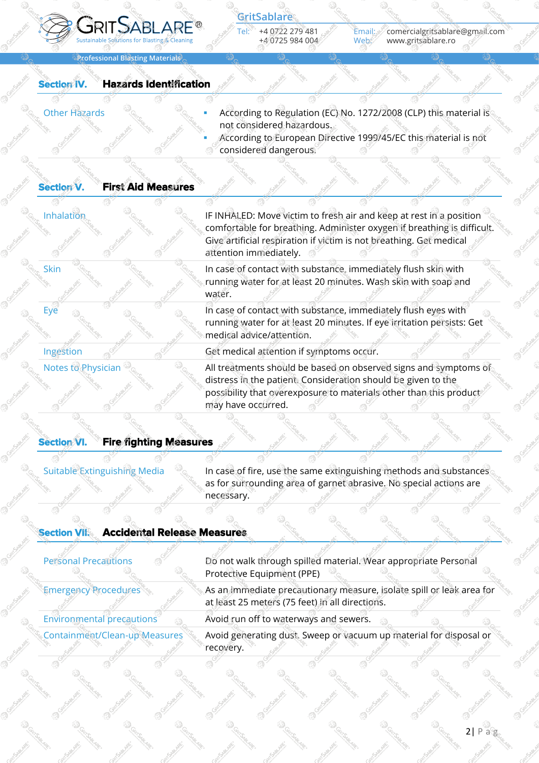## Section IV. Hazards Identification

| | |
|---|---|
| Other Hazards | - According to Regulation (EC) No. 1272/2008 (CLP) this material is not considered hazardous.<br>- According to European Directive 1999/45/EC this material is not considered dangerous. |

## Section V. First Aid Measures

| | |
|---|---|
| Inhalation | IF INHALED: Move victim to fresh air and keep at rest in a position comfortable for breathing. Administer oxygen if breathing is difficult. Give artificial respiration if victim is not breathing. Get medical attention immediately. |
| Skin | In case of contact with substance, immediately flush skin with running water for at least 20 minutes. Wash skin with soap and water. |
| Eye | In case of contact with substance, immediately flush eyes with running water for at least 20 minutes. If eye irritation persists: Get medical advice/attention. |
| Ingestion | Get medical attention if symptoms occur. |
| Notes to Physician | All treatments should be based on observed signs and symptoms of distress in the patient. Consideration should be given to the possibility that overexposure to materials other than this product may have occurred. |

## Section VI. Fire fighting Measures

| | |
|---|---|
| Suitable Extinguishing Media | In case of fire, use the same extinguishing methods and substances as for surrounding area of garnet abrasive. No special actions are necessary. |

## Section VII. Accidental Release Measures

| | |
|---|---|
| Personal Precautions | Do not walk through spilled material. Wear appropriate Personal Protective Equipment (PPE) |
| Emergency Procedures | As an immediate precautionary measure, isolate spill or leak area for at least 25 meters (75 feet) in all directions. |
| Environmental precautions | Avoid run off to waterways and sewers. |
| Containment/Clean-up Measures | Avoid generating dust. Sweep or vacuum up material for disposal or recovery. |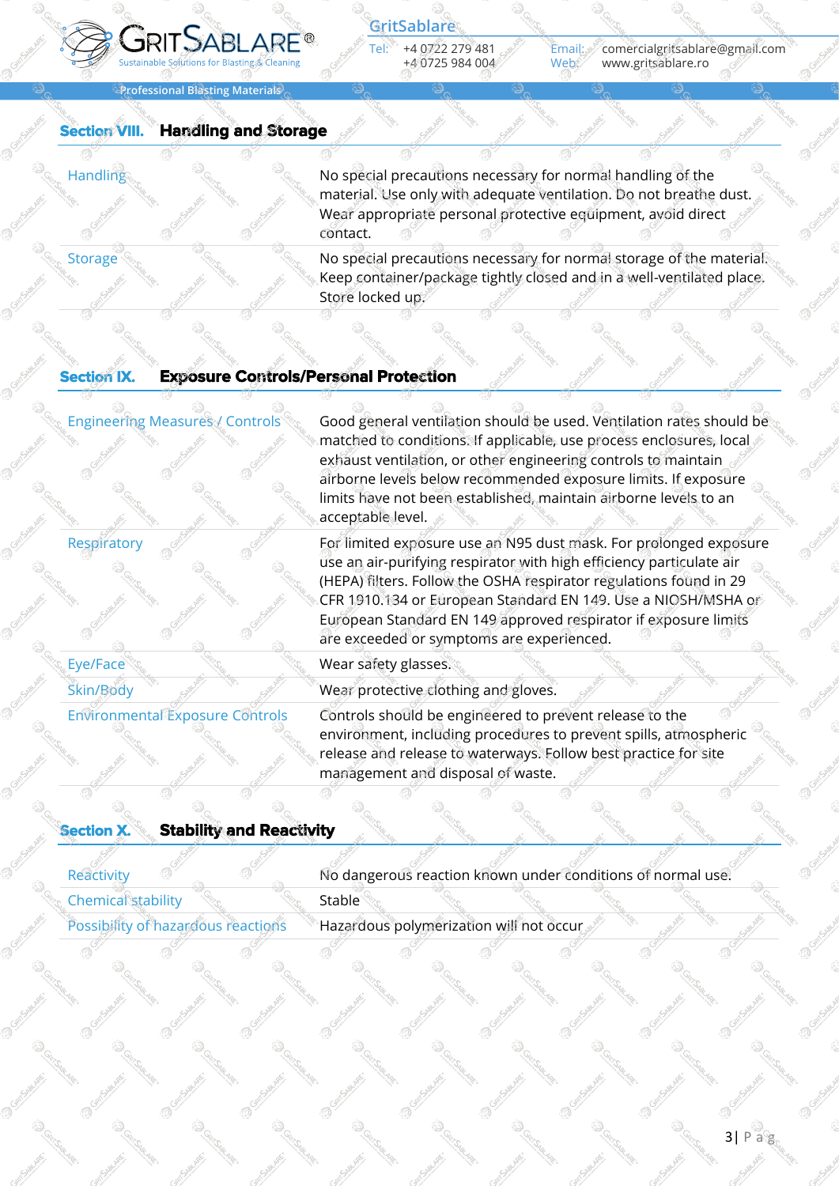## Section VIII. Handling and Storage

| | |
|---|---|
| Handling | No special precautions necessary for normal handling of the material. Use only with adequate ventilation. Do not breathe dust. Wear appropriate personal protective equipment, avoid direct contact. |
| Storage | No special precautions necessary for normal storage of the material. Keep container/package tightly closed and in a well-ventilated place. Store locked up. |

## Section IX. Exposure Controls/Personal Protection

| | |
|---|---|
| Engineering Measures / Controls | Good general ventilation should be used. Ventilation rates should be matched to conditions. If applicable, use process enclosures, local exhaust ventilation, or other engineering controls to maintain airborne levels below recommended exposure limits. If exposure limits have not been established, maintain airborne levels to an acceptable level. |
| Respiratory | For limited exposure use an N95 dust mask. For prolonged exposure use an air-purifying respirator with high efficiency particulate air (HEPA) filters. Follow the OSHA respirator regulations found in 29 CFR 1910.134 or European Standard EN 149. Use a NIOSH/MSHA or European Standard EN 149 approved respirator if exposure limits are exceeded or symptoms are experienced. |
| Eye/Face | Wear safety glasses. |
| Skin/Body | Wear protective clothing and gloves. |
| Environmental Exposure Controls | Controls should be engineered to prevent release to the environment, including procedures to prevent spills, atmospheric release and release to waterways. Follow best practice for site management and disposal of waste. |

## Section X. Stability and Reactivity

| | |
|---|---|
| Reactivity | No dangerous reaction known under conditions of normal use. |
| Chemical stability | Stable |
| Possibility of hazardous reactions | Hazardous polymerization will not occur |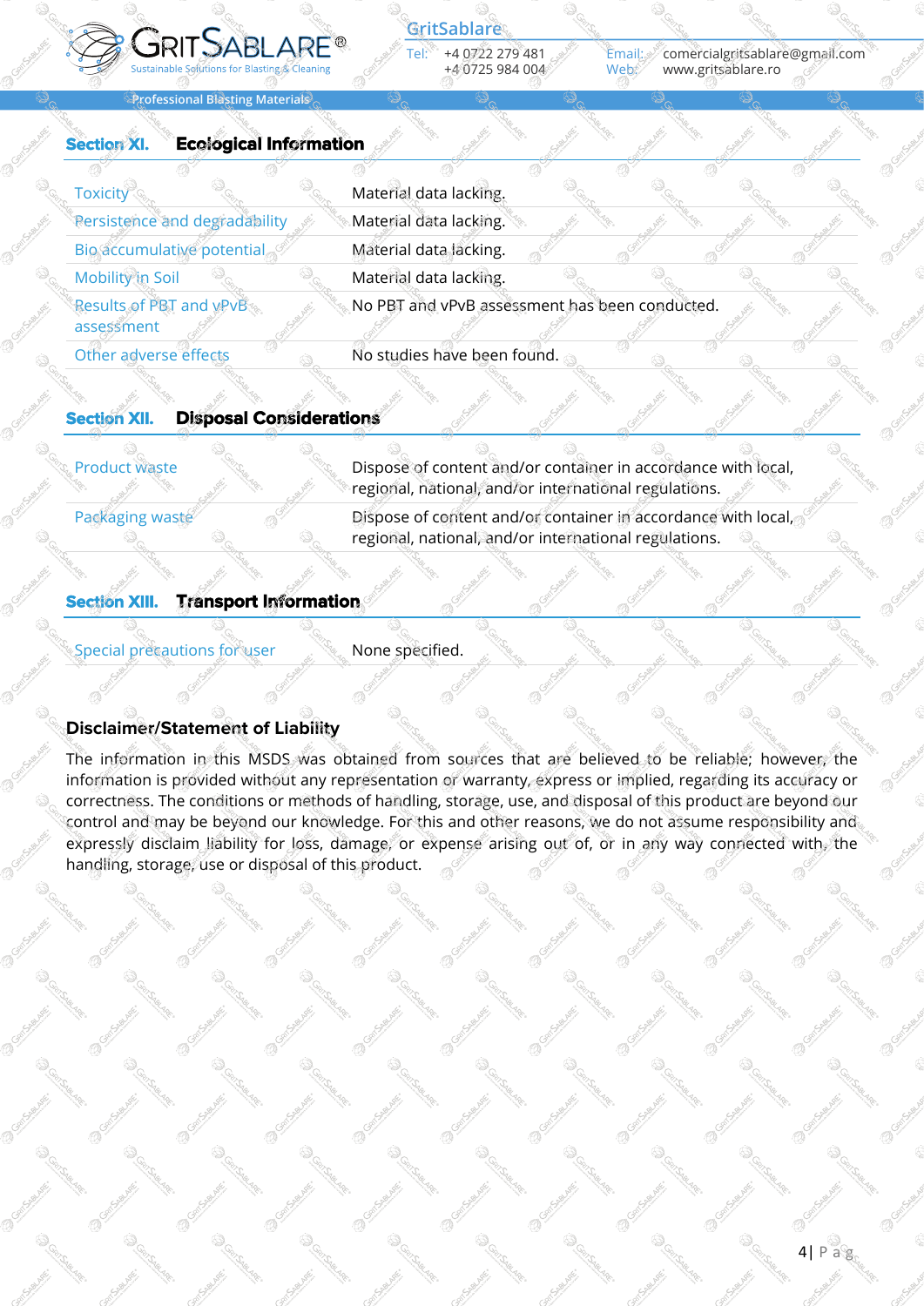## Section XI. Ecological Information

| | |
|---|---|
| Toxicity | Material data lacking. |
| Persistence and degradability | Material data lacking. |
| Bio accumulative potential | Material data lacking. |
| Mobility in Soil | Material data lacking. |
| Results of PBT and vPvB assessment | No PBT and vPvB assessment has been conducted. |
| Other adverse effects | No studies have been found. |

## Section XII. Disposal Considerations

| | |
|---|---|
| Product waste | Dispose of content and/or container in accordance with local, regional, national, and/or international regulations. |
| Packaging waste | Dispose of content and/or container in accordance with local, regional, national, and/or international regulations. |

## Section XIII. Transport Information

| | |
|---|---|
| Special precautions for user | None specified. |

### Disclaimer/Statement of Liability

The information in this MSDS was obtained from sources that are believed to be reliable; however, the information is provided without any representation or warranty, express or implied, regarding its accuracy or correctness. The conditions or methods of handling, storage, use, and disposal of this product are beyond our control and may be beyond our knowledge. For this and other reasons, we do not assume responsibility and expressly disclaim liability for loss, damage, or expense arising out of, or in any way connected with, the handling, storage, use or disposal of this product.